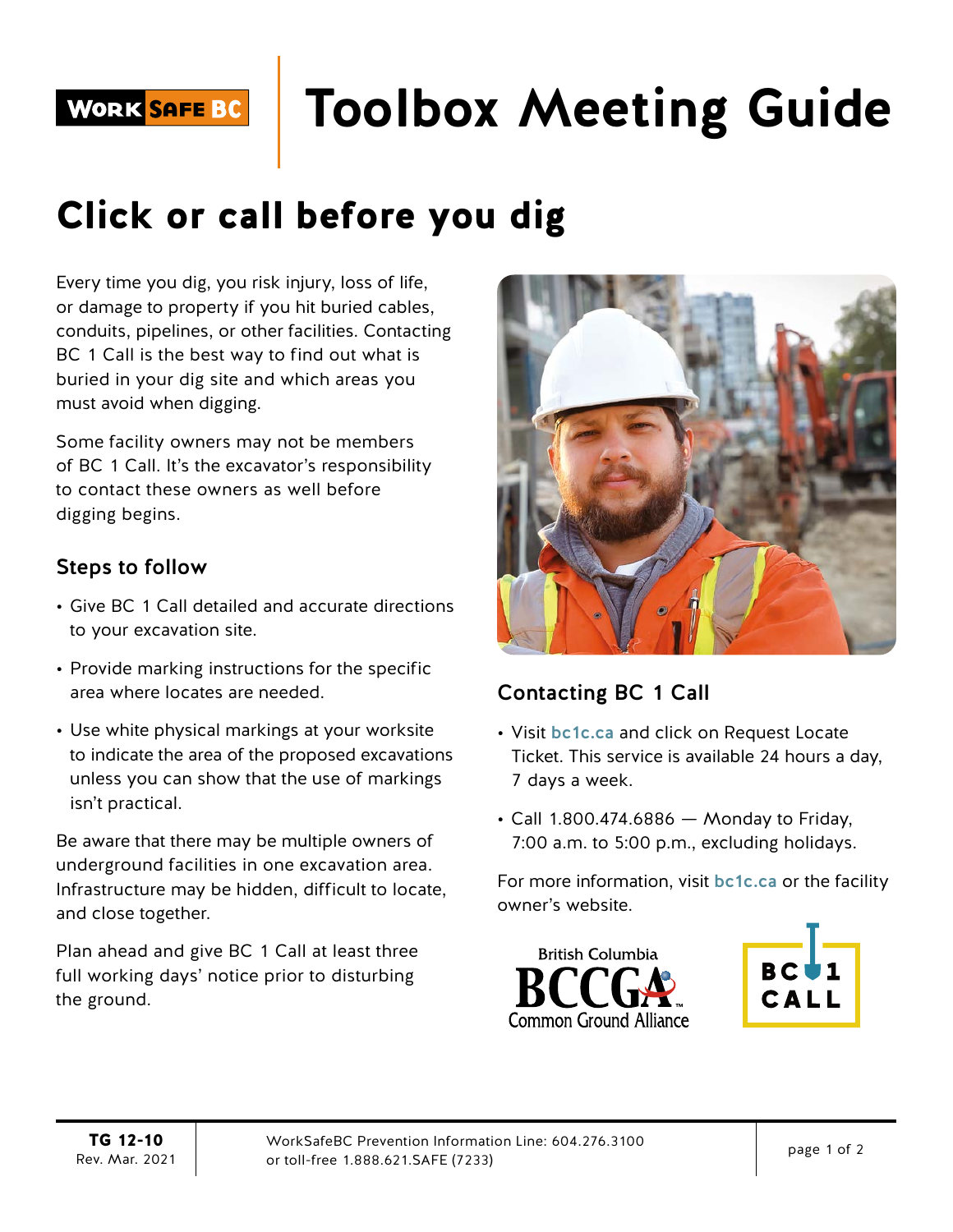# Toolbox Meeting Guide

## Click or call before you dig

Every time you dig, you risk injury, loss of life, or damage to property if you hit buried cables, conduits, pipelines, or other facilities. Contacting BC 1 Call is the best way to find out what is buried in your dig site and which areas you must avoid when digging.

Some facility owners may not be members of BC 1 Call. It's the excavator's responsibility to contact these owners as well before digging begins.

### Steps to follow

- Give BC 1 Call detailed and accurate directions to your excavation site.
- Provide marking instructions for the specific area where locates are needed.
- Use white physical markings at your worksite to indicate the area of the proposed excavations unless you can show that the use of markings isn't practical.

Be aware that there may be multiple owners of underground facilities in one excavation area. Infrastructure may be hidden, difficult to locate, and close together.

Plan ahead and give BC 1 Call at least three full working days' notice prior to disturbing the ground.

### Contacting BC 1 Call

- Visit **bc1c.ca** and click on Request Locate Ticket. This service is available 24 hours a day, 7 days a week.
- Call 1.800.474.6886 — Monday to Friday, 7:00 a.m. to 5:00 p.m., excluding holidays.

For more information, visit **bc1c.ca** or the facility owner's website.

British Columbia BCCGA Common Ground Alliance

BC 1 CALL

TG 12-10
Rev. Mar. 2021

WorkSafeBC Prevention Information Line: 604.276.3100
or toll-free 1.888.621.SAFE (7233)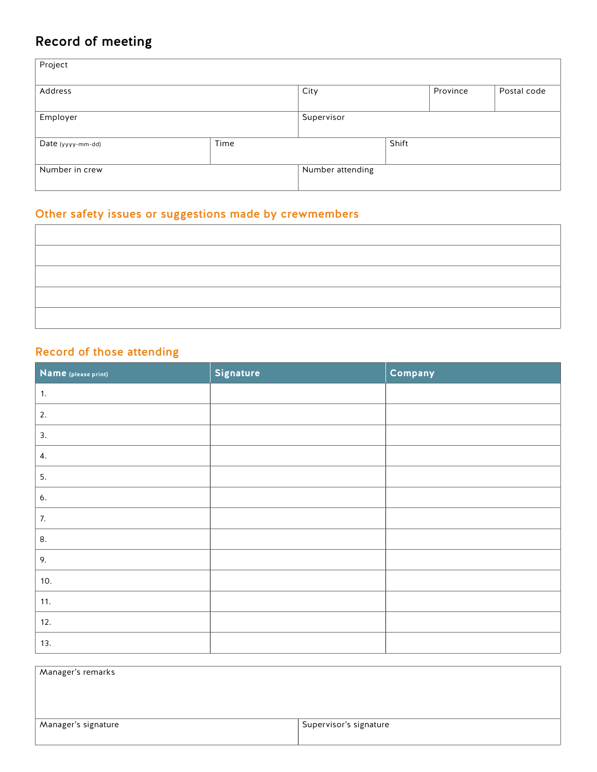## Record of meeting

| | | | |
|---|---|---|---|
| Project | | | |
| Address | City | Province | Postal code |
| Employer | Supervisor | | |
| Date (yyyy-mm-dd) | Time | Shift | |
| Number in crew | Number attending | | |

### Other safety issues or suggestions made by crewmembers

| |
|---|
| |
| |
| |
| |
| |

### Record of those attending

| Name (please print) | Signature | Company |
|---|---|---|
| 1. | | |
| 2. | | |
| 3. | | |
| 4. | | |
| 5. | | |
| 6. | | |
| 7. | | |
| 8. | | |
| 9. | | |
| 10. | | |
| 11. | | |
| 12. | | |
| 13. | | |

| | |
|---|---|
| Manager's remarks | |
| Manager's signature | Supervisor's signature |